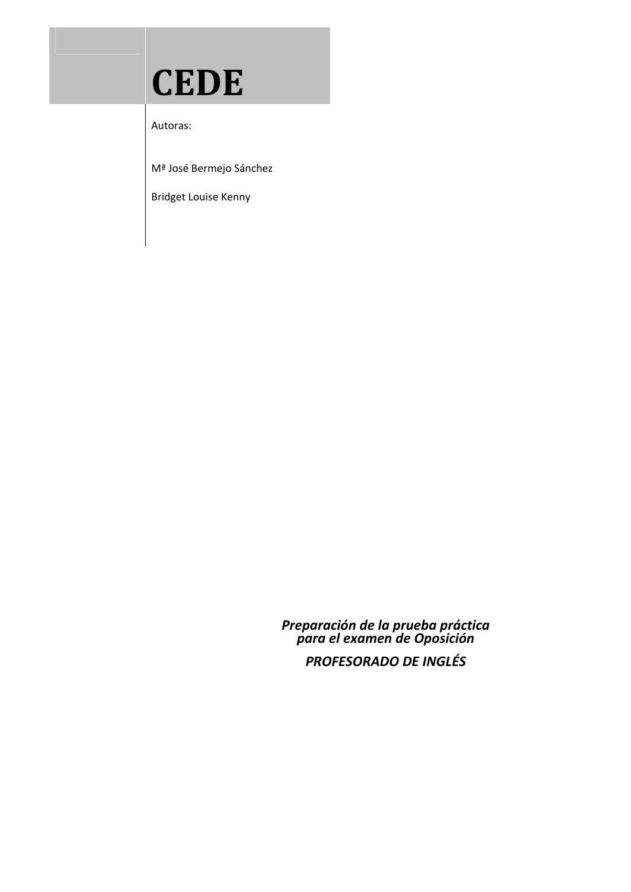# CEDE

Autoras:

Mª José Bermejo Sánchez

Bridget Louise Kenny

***Preparación de la prueba práctica para el examen de Oposición***

***PROFESORADO DE INGLÉS***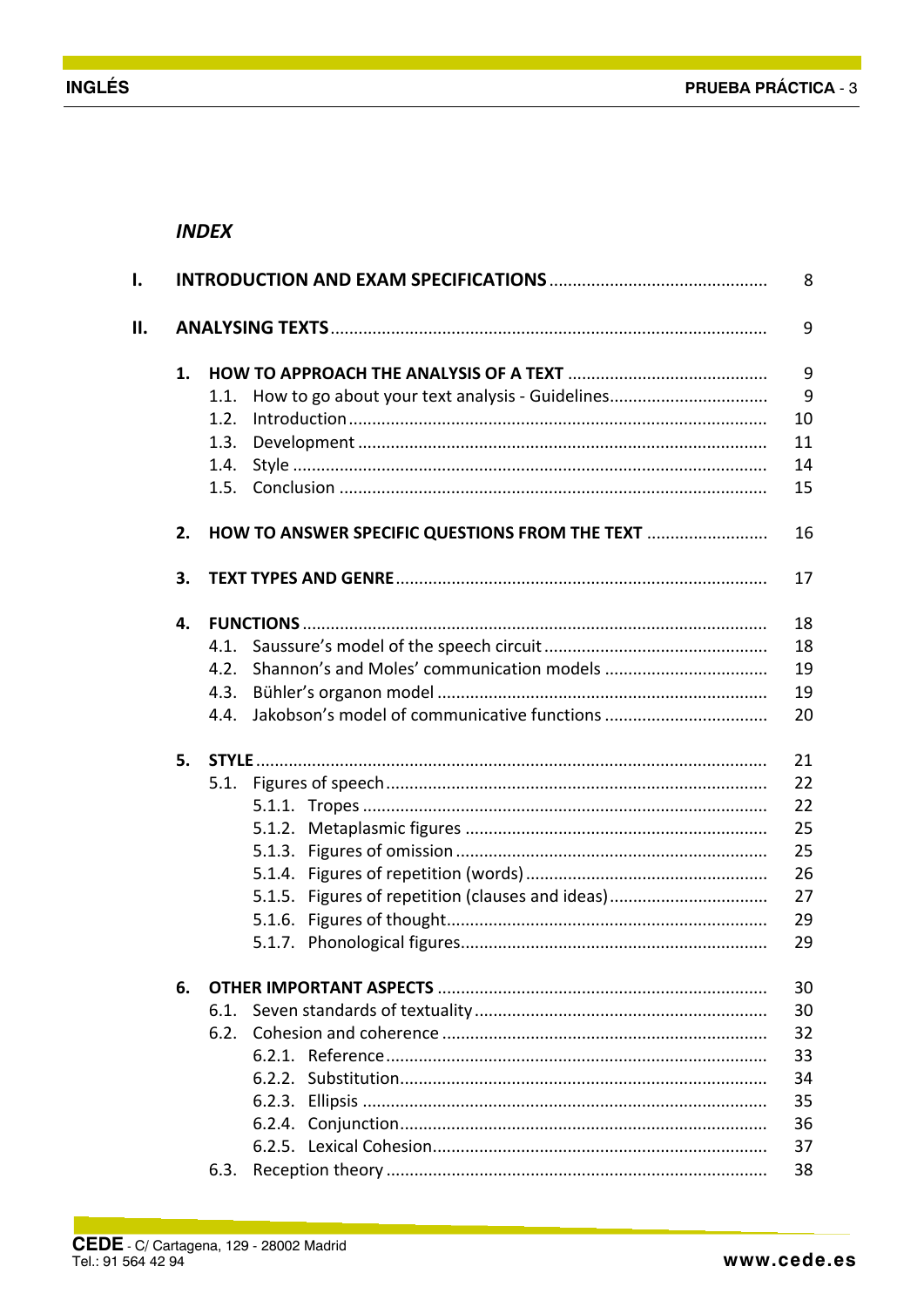## *INDEX*

| | | | |
|---|---|---|---|
| **I.** | **INTRODUCTION AND EXAM SPECIFICATIONS** | | 8 |
| **II.** | **ANALYSING TEXTS** | | 9 |
| | **1.** | **HOW TO APPROACH THE ANALYSIS OF A TEXT** | 9 |
| | 1.1. | How to go about your text analysis - Guidelines | 9 |
| | 1.2. | Introduction | 10 |
| | 1.3. | Development | 11 |
| | 1.4. | Style | 14 |
| | 1.5. | Conclusion | 15 |
| | **2.** | **HOW TO ANSWER SPECIFIC QUESTIONS FROM THE TEXT** | 16 |
| | **3.** | **TEXT TYPES AND GENRE** | 17 |
| | **4.** | **FUNCTIONS** | 18 |
| | 4.1. | Saussure's model of the speech circuit | 18 |
| | 4.2. | Shannon's and Moles' communication models | 19 |
| | 4.3. | Bühler's organon model | 19 |
| | 4.4. | Jakobson's model of communicative functions | 20 |
| | **5.** | **STYLE** | 21 |
| | 5.1. | Figures of speech | 22 |
| | 5.1.1. | Tropes | 22 |
| | 5.1.2. | Metaplasmic figures | 25 |
| | 5.1.3. | Figures of omission | 25 |
| | 5.1.4. | Figures of repetition (words) | 26 |
| | 5.1.5. | Figures of repetition (clauses and ideas) | 27 |
| | 5.1.6. | Figures of thought | 29 |
| | 5.1.7. | Phonological figures | 29 |
| | **6.** | **OTHER IMPORTANT ASPECTS** | 30 |
| | 6.1. | Seven standards of textuality | 30 |
| | 6.2. | Cohesion and coherence | 32 |
| | 6.2.1. | Reference | 33 |
| | 6.2.2. | Substitution | 34 |
| | 6.2.3. | Ellipsis | 35 |
| | 6.2.4. | Conjunction | 36 |
| | 6.2.5. | Lexical Cohesion | 37 |
| | 6.3. | Reception theory | 38 |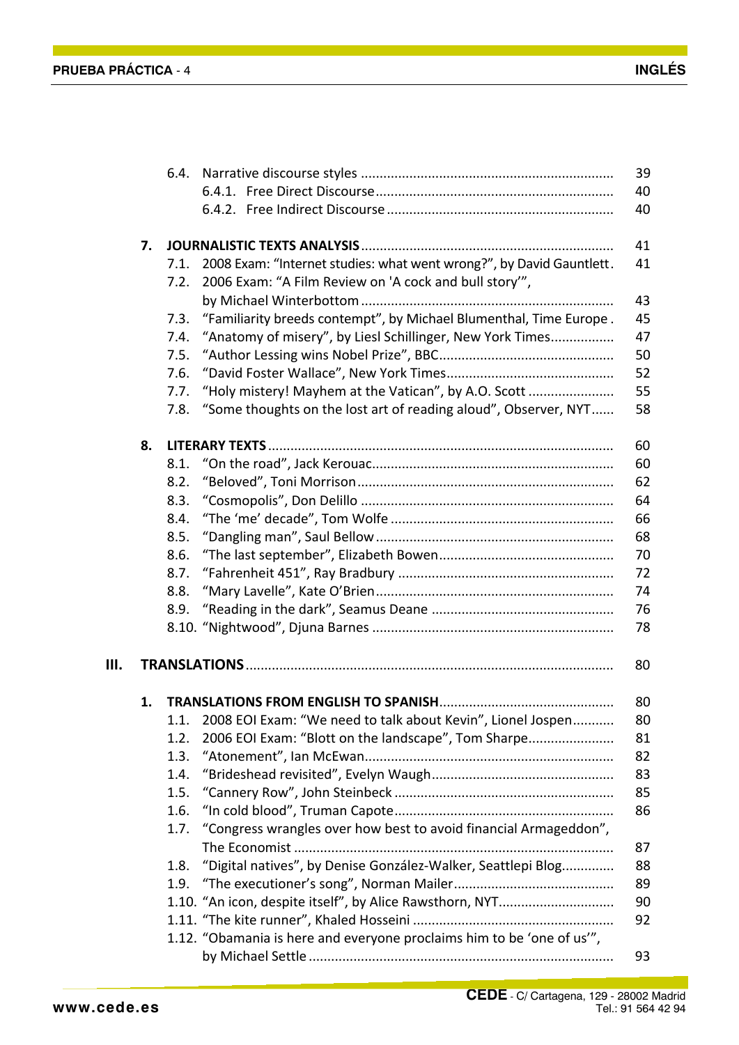- 6.4. Narrative discourse styles .................................................................... 39
  - 6.4.1. Free Direct Discourse ................................................................ 40
  - 6.4.2. Free Indirect Discourse ............................................................ 40

**7. JOURNALISTIC TEXTS ANALYSIS** .................................................................. 41

- 7.1. 2008 Exam: “Internet studies: what went wrong?”, by David Gauntlett. 41
- 7.2. 2006 Exam: “A Film Review on 'A cock and bull story'”, by Michael Winterbottom ................................................................... 43
- 7.3. “Familiarity breeds contempt”, by Michael Blumenthal, Time Europe . 45
- 7.4. “Anatomy of misery”, by Liesl Schillinger, New York Times................. 47
- 7.5. “Author Lessing wins Nobel Prize”, BBC............................................... 50
- 7.6. “David Foster Wallace”, New York Times.............................................. 52
- 7.7. “Holy mistery! Mayhem at the Vatican”, by A.O. Scott ....................... 55
- 7.8. “Some thoughts on the lost art of reading aloud”, Observer, NYT...... 58

**8. LITERARY TEXTS** ............................................................................................ 60

- 8.1. “On the road”, Jack Kerouac................................................................. 60
- 8.2. “Beloved”, Toni Morrison..................................................................... 62
- 8.3. “Cosmopolis”, Don Delillo .................................................................... 64
- 8.4. “The ‘me’ decade”, Tom Wolfe ............................................................ 66
- 8.5. “Dangling man”, Saul Bellow ................................................................ 68
- 8.6. “The last september”, Elizabeth Bowen............................................... 70
- 8.7. “Fahrenheit 451”, Ray Bradbury .......................................................... 72
- 8.8. “Mary Lavelle”, Kate O’Brien................................................................ 74
- 8.9. “Reading in the dark”, Seamus Deane ................................................. 76
- 8.10. “Nightwood”, Djuna Barnes ................................................................ 78

## III. TRANSLATIONS ................................................................................................. 80

**1. TRANSLATIONS FROM ENGLISH TO SPANISH**.............................................. 80

- 1.1. 2008 EOI Exam: “We need to talk about Kevin”, Lionel Jospen........... 80
- 1.2. 2006 EOI Exam: “Blott on the landscape”, Tom Sharpe....................... 81
- 1.3. “Atonement”, Ian McEwan.................................................................... 82
- 1.4. “Brideshead revisited”, Evelyn Waugh................................................. 83
- 1.5. “Cannery Row”, John Steinbeck ........................................................... 85
- 1.6. “In cold blood”, Truman Capote........................................................... 86
- 1.7. “Congress wrangles over how best to avoid financial Armageddon”, The Economist ...................................................................................... 87
- 1.8. “Digital natives”, by Denise González-Walker, Seattlepi Blog.............. 88
- 1.9. “The executioner’s song”, Norman Mailer........................................... 89
- 1.10. “An icon, despite itself”, by Alice Rawsthorn, NYT.............................. 90
- 1.11. “The kite runner”, Khaled Hosseini ..................................................... 92
- 1.12. “Obamania is here and everyone proclaims him to be ‘one of us’”, by Michael Settle ................................................................................. 93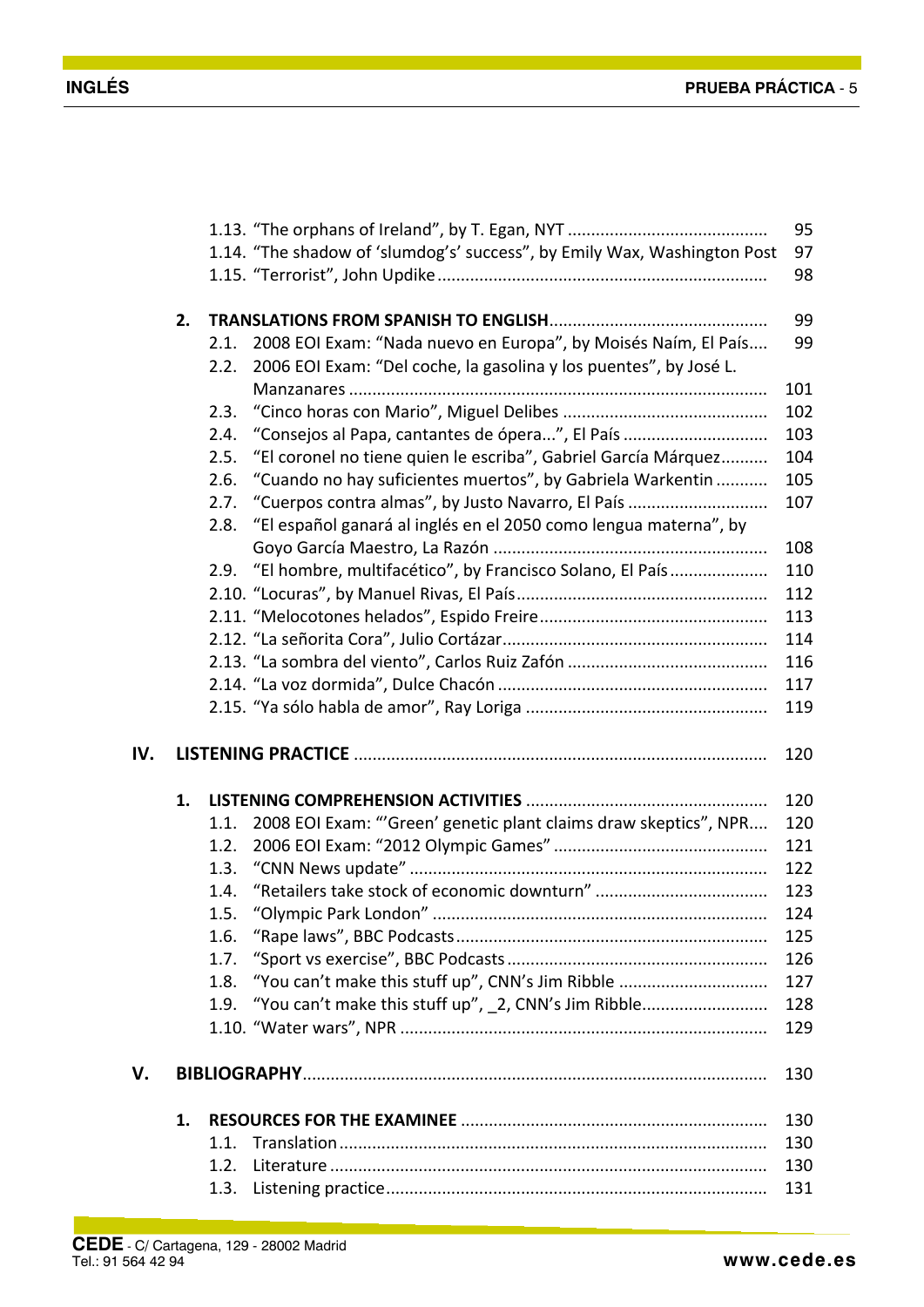1.13. "The orphans of Ireland", by T. Egan, NYT .......................................... 95
1.14. "The shadow of 'slumdog's' success", by Emily Wax, Washington Post 97
1.15. "Terrorist", John Updike ...................................................................... 98

**2. TRANSLATIONS FROM SPANISH TO ENGLISH** .............................................. 99

2.1. 2008 EOI Exam: "Nada nuevo en Europa", by Moisés Naím, El País.... 99
2.2. 2006 EOI Exam: "Del coche, la gasolina y los puentes", by José L. Manzanares ........................................................................................ 101
2.3. "Cinco horas con Mario", Miguel Delibes ........................................... 102
2.4. "Consejos al Papa, cantantes de ópera...", El País .............................. 103
2.5. "El coronel no tiene quien le escriba", Gabriel García Márquez.......... 104
2.6. "Cuando no hay suficientes muertos", by Gabriela Warkentin ........... 105
2.7. "Cuerpos contra almas", by Justo Navarro, El País ............................. 107
2.8. "El español ganará al inglés en el 2050 como lengua materna", by Goyo García Maestro, La Razón .......................................................... 108
2.9. "El hombre, multifacético", by Francisco Solano, El País ..................... 110
2.10. "Locuras", by Manuel Rivas, El País..................................................... 112
2.11. "Melocotones helados", Espido Freire................................................ 113
2.12. "La señorita Cora", Julio Cortázar........................................................ 114
2.13. "La sombra del viento", Carlos Ruiz Zafón .......................................... 116
2.14. "La voz dormida", Dulce Chacón ......................................................... 117
2.15. "Ya sólo habla de amor", Ray Loriga ................................................... 119

## IV. LISTENING PRACTICE ....................................................................................... 120

**1. LISTENING COMPREHENSION ACTIVITIES** ................................................... 120

1.1. 2008 EOI Exam: "'Green' genetic plant claims draw skeptics", NPR.... 120
1.2. 2006 EOI Exam: "2012 Olympic Games" ............................................. 121
1.3. "CNN News update" ............................................................................ 122
1.4. "Retailers take stock of economic downturn" ..................................... 123
1.5. "Olympic Park London" ....................................................................... 124
1.6. "Rape laws", BBC Podcasts .................................................................. 125
1.7. "Sport vs exercise", BBC Podcasts ........................................................ 126
1.8. "You can't make this stuff up", CNN's Jim Ribble ............................... 127
1.9. "You can't make this stuff up", _2, CNN's Jim Ribble.......................... 128
1.10. "Water wars", NPR .............................................................................. 129

## V. BIBLIOGRAPHY.................................................................................................. 130

**1. RESOURCES FOR THE EXAMINEE** ................................................................. 130

1.1. Translation ........................................................................................... 130
1.2. Literature ............................................................................................. 130
1.3. Listening practice................................................................................. 131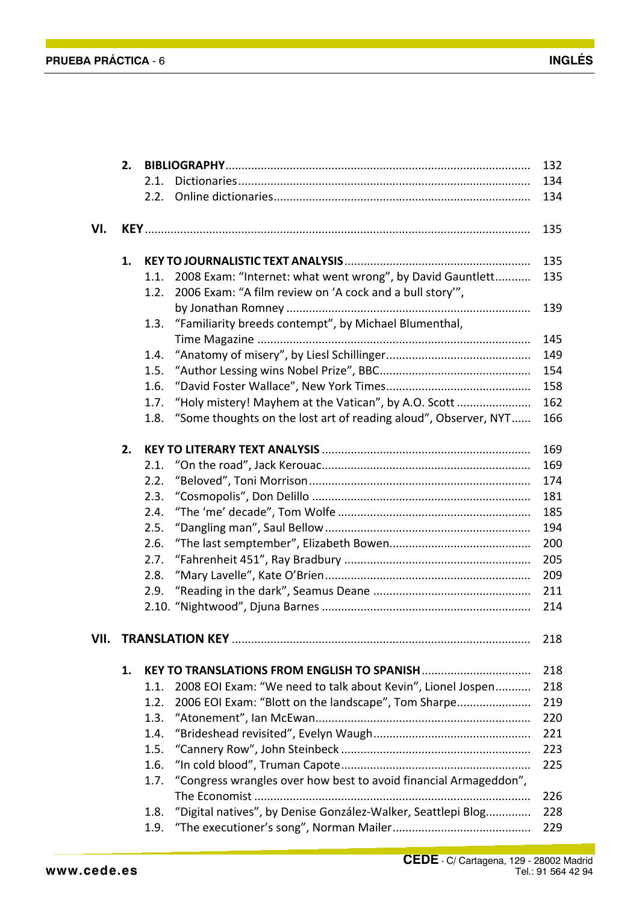| | | | |
|---|---|---|---|
| | **2.** | **BIBLIOGRAPHY** | 132 |
| | | 2.1. Dictionaries | 134 |
| | | 2.2. Online dictionaries | 134 |
| **VI.** | **KEY** | | 135 |
| | **1.** | **KEY TO JOURNALISTIC TEXT ANALYSIS** | 135 |
| | | 1.1. 2008 Exam: "Internet: what went wrong", by David Gauntlett | 135 |
| | | 1.2. 2006 Exam: "A film review on 'A cock and a bull story'", by Jonathan Romney | 139 |
| | | 1.3. "Familiarity breeds contempt", by Michael Blumenthal, Time Magazine | 145 |
| | | 1.4. "Anatomy of misery", by Liesl Schillinger | 149 |
| | | 1.5. "Author Lessing wins Nobel Prize", BBC | 154 |
| | | 1.6. "David Foster Wallace", New York Times | 158 |
| | | 1.7. "Holy mistery! Mayhem at the Vatican", by A.O. Scott | 162 |
| | | 1.8. "Some thoughts on the lost art of reading aloud", Observer, NYT | 166 |
| | **2.** | **KEY TO LITERARY TEXT ANALYSIS** | 169 |
| | | 2.1. "On the road", Jack Kerouac | 169 |
| | | 2.2. "Beloved", Toni Morrison | 174 |
| | | 2.3. "Cosmopolis", Don Delillo | 181 |
| | | 2.4. "The 'me' decade", Tom Wolfe | 185 |
| | | 2.5. "Dangling man", Saul Bellow | 194 |
| | | 2.6. "The last semptember", Elizabeth Bowen | 200 |
| | | 2.7. "Fahrenheit 451", Ray Bradbury | 205 |
| | | 2.8. "Mary Lavelle", Kate O'Brien | 209 |
| | | 2.9. "Reading in the dark", Seamus Deane | 211 |
| | | 2.10. "Nightwood", Djuna Barnes | 214 |
| **VII.** | **TRANSLATION KEY** | | 218 |
| | **1.** | **KEY TO TRANSLATIONS FROM ENGLISH TO SPANISH** | 218 |
| | | 1.1. 2008 EOI Exam: "We need to talk about Kevin", Lionel Jospen | 218 |
| | | 1.2. 2006 EOI Exam: "Blott on the landscape", Tom Sharpe | 219 |
| | | 1.3. "Atonement", Ian McEwan | 220 |
| | | 1.4. "Brideshead revisited", Evelyn Waugh | 221 |
| | | 1.5. "Cannery Row", John Steinbeck | 223 |
| | | 1.6. "In cold blood", Truman Capote | 225 |
| | | 1.7. "Congress wrangles over how best to avoid financial Armageddon", The Economist | 226 |
| | | 1.8. "Digital natives", by Denise González-Walker, Seattlepi Blog | 228 |
| | | 1.9. "The executioner's song", Norman Mailer | 229 |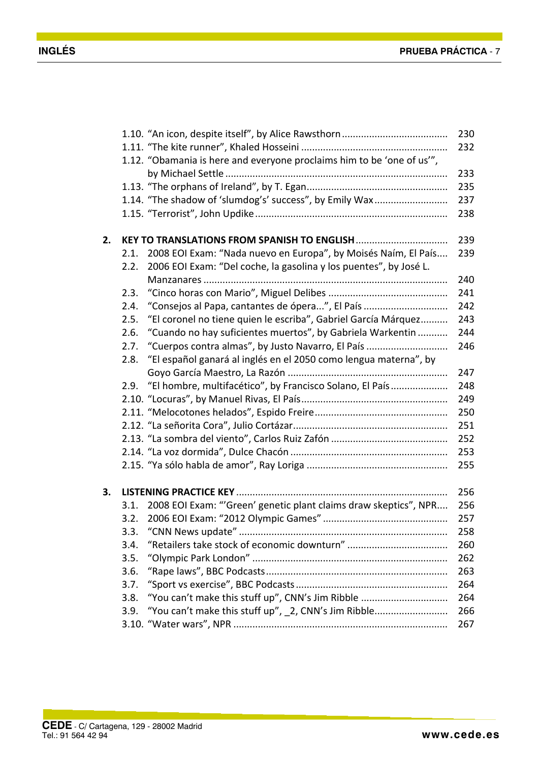- 1.10. "An icon, despite itself", by Alice Rawsthorn ....... 230
- 1.11. "The kite runner", Khaled Hosseini ....... 232
- 1.12. "Obamania is here and everyone proclaims him to be 'one of us'", by Michael Settle ....... 233
- 1.13. "The orphans of Ireland", by T. Egan ....... 235
- 1.14. "The shadow of 'slumdog's' success", by Emily Wax ....... 237
- 1.15. "Terrorist", John Updike ....... 238

**2. KEY TO TRANSLATIONS FROM SPANISH TO ENGLISH** ....... 239

- 2.1. 2008 EOI Exam: "Nada nuevo en Europa", by Moisés Naím, El País ....... 239
- 2.2. 2006 EOI Exam: "Del coche, la gasolina y los puentes", by José L. Manzanares ....... 240
- 2.3. "Cinco horas con Mario", Miguel Delibes ....... 241
- 2.4. "Consejos al Papa, cantantes de ópera...", El País ....... 242
- 2.5. "El coronel no tiene quien le escriba", Gabriel García Márquez ....... 243
- 2.6. "Cuando no hay suficientes muertos", by Gabriela Warkentin ....... 244
- 2.7. "Cuerpos contra almas", by Justo Navarro, El País ....... 246
- 2.8. "El español ganará al inglés en el 2050 como lengua materna", by Goyo García Maestro, La Razón ....... 247
- 2.9. "El hombre, multifacético", by Francisco Solano, El País ....... 248
- 2.10. "Locuras", by Manuel Rivas, El País ....... 249
- 2.11. "Melocotones helados", Espido Freire ....... 250
- 2.12. "La señorita Cora", Julio Cortázar ....... 251
- 2.13. "La sombra del viento", Carlos Ruiz Zafón ....... 252
- 2.14. "La voz dormida", Dulce Chacón ....... 253
- 2.15. "Ya sólo habla de amor", Ray Loriga ....... 255

**3. LISTENING PRACTICE KEY** ....... 256

- 3.1. 2008 EOI Exam: "'Green' genetic plant claims draw skeptics", NPR ....... 256
- 3.2. 2006 EOI Exam: "2012 Olympic Games" ....... 257
- 3.3. "CNN News update" ....... 258
- 3.4. "Retailers take stock of economic downturn" ....... 260
- 3.5. "Olympic Park London" ....... 262
- 3.6. "Rape laws", BBC Podcasts ....... 263
- 3.7. "Sport vs exercise", BBC Podcasts ....... 264
- 3.8. "You can't make this stuff up", CNN's Jim Ribble ....... 264
- 3.9. "You can't make this stuff up", _2, CNN's Jim Ribble ....... 266
- 3.10. "Water wars", NPR ....... 267